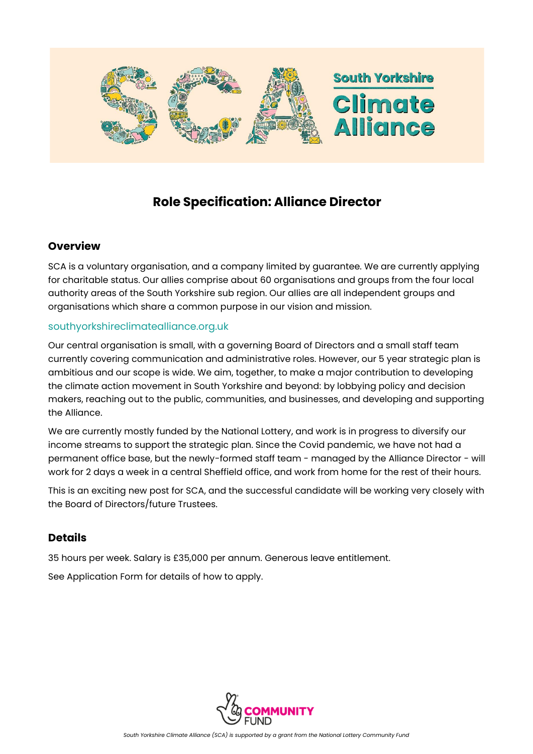South Yorkshire Climate Alliance

# Role Specification: Alliance Director

## Overview

SCA is a voluntary organisation, and a company limited by guarantee. We are currently applying for charitable status. Our allies comprise about 60 organisations and groups from the four local authority areas of the South Yorkshire sub region. Our allies are all independent groups and organisations which share a common purpose in our vision and mission.

southyorkshireclimatealliance.org.uk

Our central organisation is small, with a governing Board of Directors and a small staff team currently covering communication and administrative roles. However, our 5 year strategic plan is ambitious and our scope is wide. We aim, together, to make a major contribution to developing the climate action movement in South Yorkshire and beyond: by lobbying policy and decision makers, reaching out to the public, communities, and businesses, and developing and supporting the Alliance.

We are currently mostly funded by the National Lottery, and work is in progress to diversify our income streams to support the strategic plan. Since the Covid pandemic, we have not had a permanent office base, but the newly-formed staff team - managed by the Alliance Director - will work for 2 days a week in a central Sheffield office, and work from home for the rest of their hours.

This is an exciting new post for SCA, and the successful candidate will be working very closely with the Board of Directors/future Trustees.

## Details

35 hours per week. Salary is £35,000 per annum. Generous leave entitlement.

See Application Form for details of how to apply.

COMMUNITY FUND

*South Yorkshire Climate Alliance (SCA) is supported by a grant from the National Lottery Community Fund*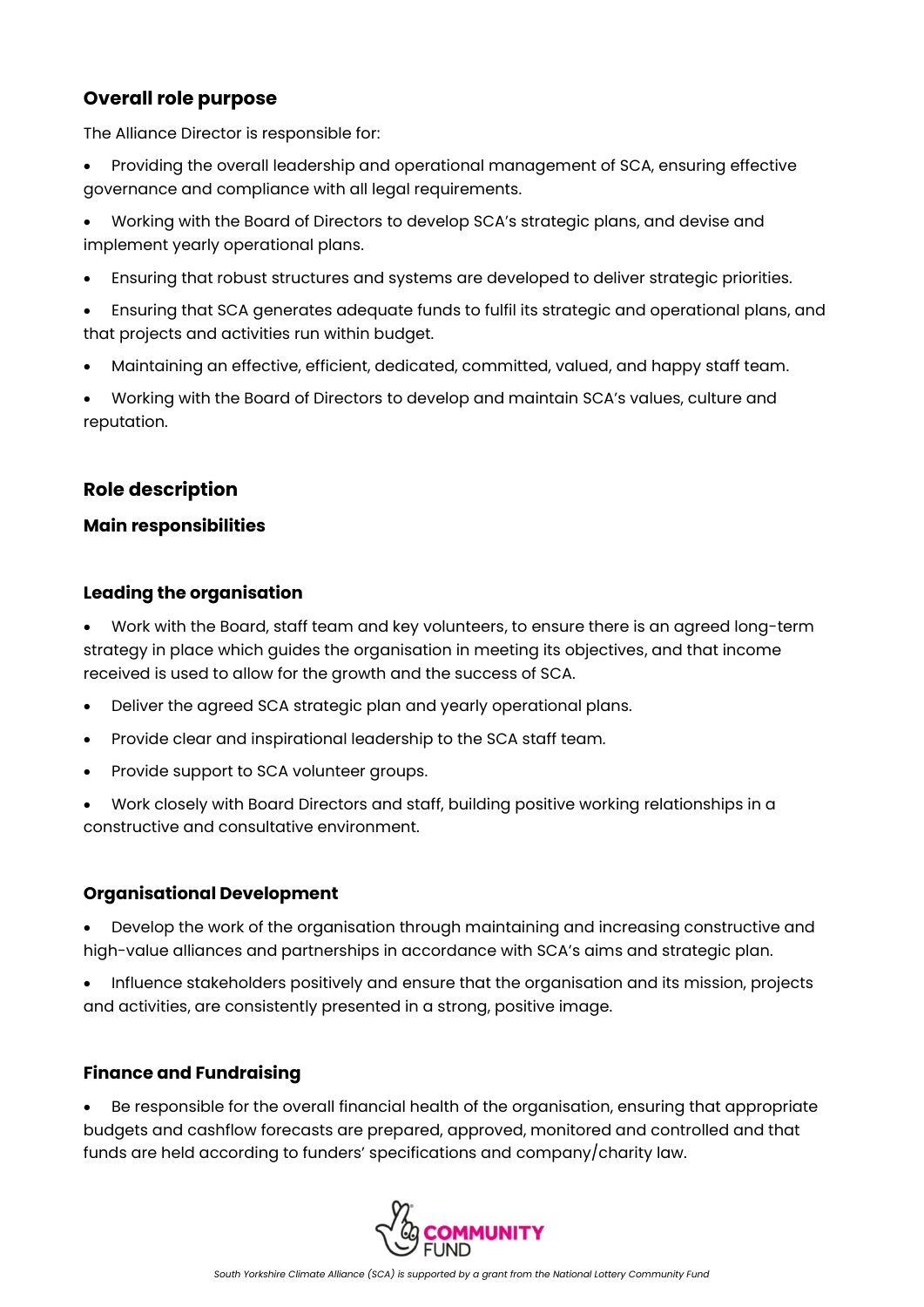## Overall role purpose

The Alliance Director is responsible for:

- Providing the overall leadership and operational management of SCA, ensuring effective governance and compliance with all legal requirements.
- Working with the Board of Directors to develop SCA's strategic plans, and devise and implement yearly operational plans.
- Ensuring that robust structures and systems are developed to deliver strategic priorities.
- Ensuring that SCA generates adequate funds to fulfil its strategic and operational plans, and that projects and activities run within budget.
- Maintaining an effective, efficient, dedicated, committed, valued, and happy staff team.
- Working with the Board of Directors to develop and maintain SCA's values, culture and reputation.

## Role description

### Main responsibilities

#### Leading the organisation

- Work with the Board, staff team and key volunteers, to ensure there is an agreed long-term strategy in place which guides the organisation in meeting its objectives, and that income received is used to allow for the growth and the success of SCA.
- Deliver the agreed SCA strategic plan and yearly operational plans.
- Provide clear and inspirational leadership to the SCA staff team.
- Provide support to SCA volunteer groups.
- Work closely with Board Directors and staff, building positive working relationships in a constructive and consultative environment.

#### Organisational Development

- Develop the work of the organisation through maintaining and increasing constructive and high-value alliances and partnerships in accordance with SCA's aims and strategic plan.
- Influence stakeholders positively and ensure that the organisation and its mission, projects and activities, are consistently presented in a strong, positive image.

#### Finance and Fundraising

- Be responsible for the overall financial health of the organisation, ensuring that appropriate budgets and cashflow forecasts are prepared, approved, monitored and controlled and that funds are held according to funders' specifications and company/charity law.

*South Yorkshire Climate Alliance (SCA) is supported by a grant from the National Lottery Community Fund*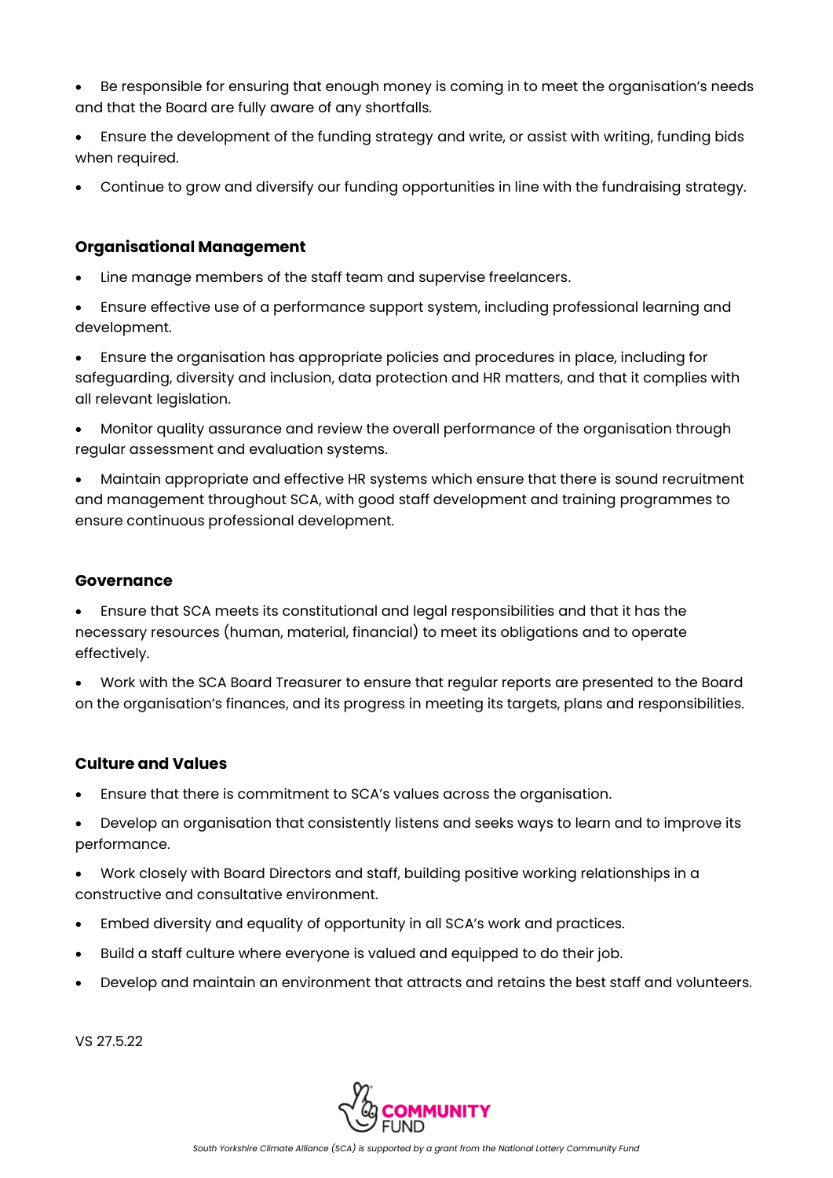- Be responsible for ensuring that enough money is coming in to meet the organisation's needs and that the Board are fully aware of any shortfalls.
- Ensure the development of the funding strategy and write, or assist with writing, funding bids when required.
- Continue to grow and diversify our funding opportunities in line with the fundraising strategy.

**Organisational Management**

- Line manage members of the staff team and supervise freelancers.
- Ensure effective use of a performance support system, including professional learning and development.
- Ensure the organisation has appropriate policies and procedures in place, including for safeguarding, diversity and inclusion, data protection and HR matters, and that it complies with all relevant legislation.
- Monitor quality assurance and review the overall performance of the organisation through regular assessment and evaluation systems.
- Maintain appropriate and effective HR systems which ensure that there is sound recruitment and management throughout SCA, with good staff development and training programmes to ensure continuous professional development.

**Governance**

- Ensure that SCA meets its constitutional and legal responsibilities and that it has the necessary resources (human, material, financial) to meet its obligations and to operate effectively.
- Work with the SCA Board Treasurer to ensure that regular reports are presented to the Board on the organisation's finances, and its progress in meeting its targets, plans and responsibilities.

**Culture and Values**

- Ensure that there is commitment to SCA's values across the organisation.
- Develop an organisation that consistently listens and seeks ways to learn and to improve its performance.
- Work closely with Board Directors and staff, building positive working relationships in a constructive and consultative environment.
- Embed diversity and equality of opportunity in all SCA's work and practices.
- Build a staff culture where everyone is valued and equipped to do their job.
- Develop and maintain an environment that attracts and retains the best staff and volunteers.

VS 27.5.22

COMMUNITY FUND

*South Yorkshire Climate Alliance (SCA) is supported by a grant from the National Lottery Community Fund*